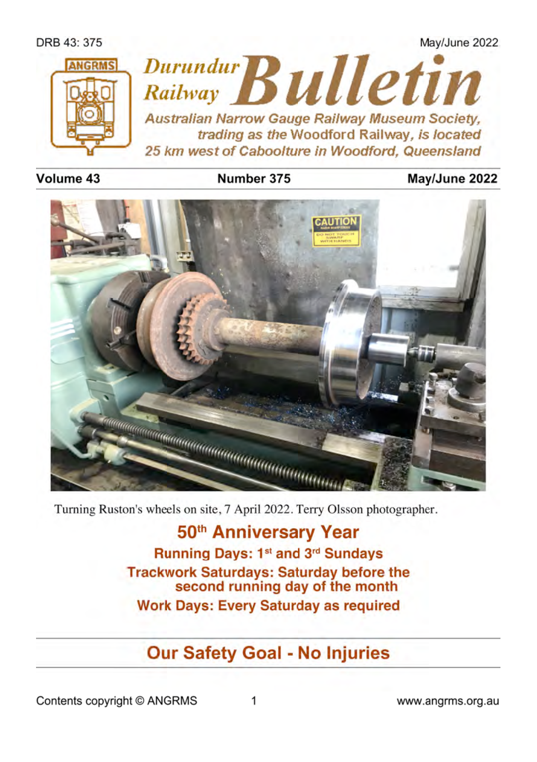# Durundur Railway Bulletin

*Australian Narrow Gauge Railway Museum Society, trading as the Woodford Railway, is located 25 km west of Caboolture in Woodford, Queensland*

**Volume 43** | **Number 375** | **May/June 2022**

Turning Ruston's wheels on site, 7 April 2022. Terry Olsson photographer.

## 50th Anniversary Year

**Running Days: 1st and 3rd Sundays**

**Trackwork Saturdays: Saturday before the second running day of the month**

**Work Days: Every Saturday as required**

## Our Safety Goal - No Injuries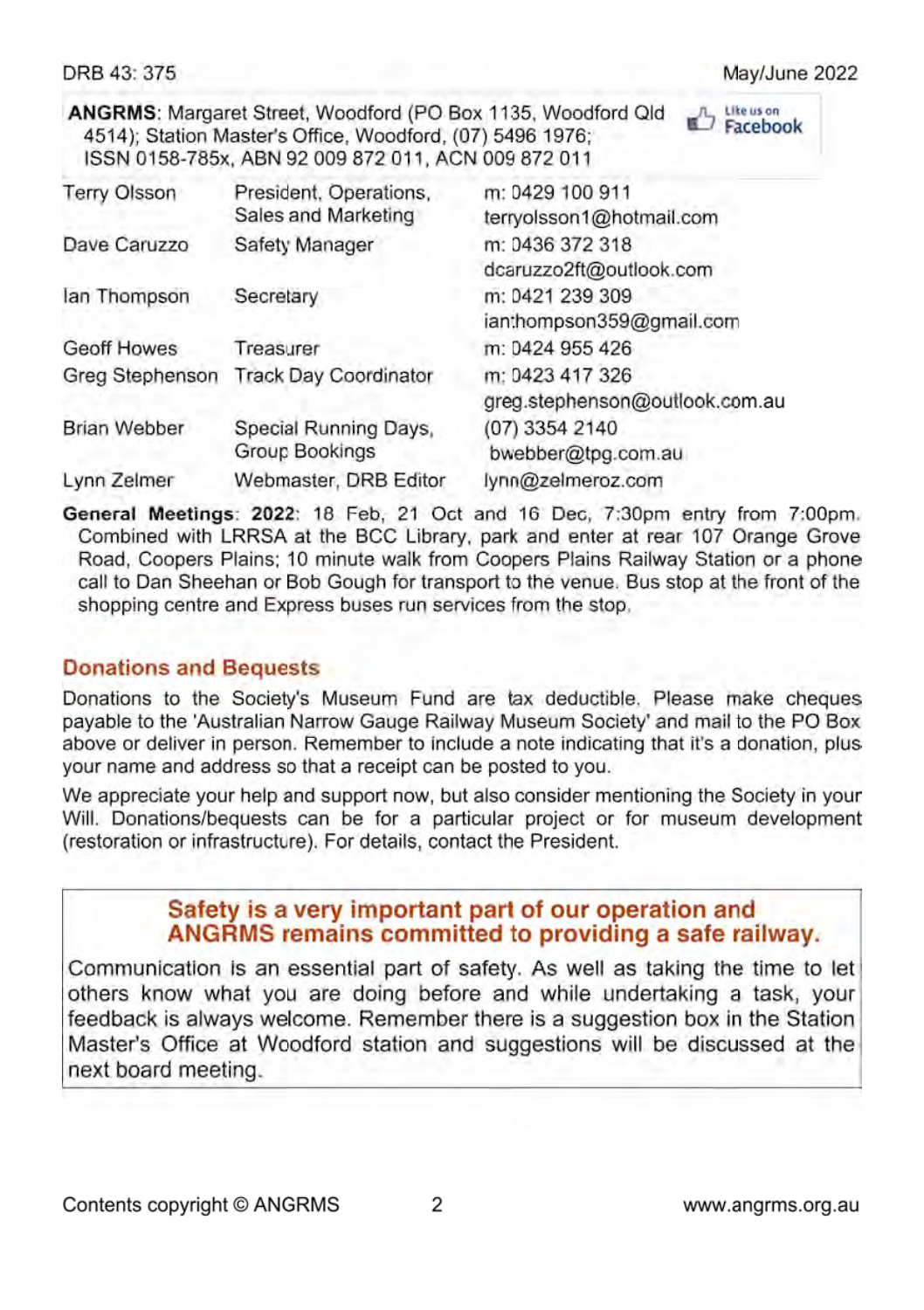**ANGRMS**: Margaret Street, Woodford (PO Box 1135, Woodford Qld 4514); Station Master's Office, Woodford, (07) 5496 1976; ISSN 0158-785x, ABN 92 009 872 011, ACN 009 872 011

Like us on Facebook

| | | |
|---|---|---|
| Terry Olsson | President, Operations, Sales and Marketing | m: 0429 100 911 terryolsson1@hotmail.com |
| Dave Caruzzo | Safety Manager | m: 0436 372 318 dcaruzzo2ft@outlook.com |
| Ian Thompson | Secretary | m: 0421 239 309 ianthompson359@gmail.com |
| Geoff Howes | Treasurer | m: 0424 955 426 |
| Greg Stephenson | Track Day Coordinator | m: 0423 417 326 greg.stephenson@outlook.com.au |
| Brian Webber | Special Running Days, Group Bookings | (07) 3354 2140 bwebber@tpg.com.au |
| Lynn Zelmer | Webmaster, DRB Editor | lynn@zelmeroz.com |

**General Meetings**: **2022**: 18 Feb, 21 Oct and 16 Dec, 7:30pm entry from 7:00pm. Combined with LRRSA at the BCC Library, park and enter at rear 107 Orange Grove Road, Coopers Plains; 10 minute walk from Coopers Plains Railway Station or a phone call to Dan Sheehan or Bob Gough for transport to the venue. Bus stop at the front of the shopping centre and Express buses run services from the stop.

## Donations and Bequests

Donations to the Society's Museum Fund are tax deductible. Please make cheques payable to the 'Australian Narrow Gauge Railway Museum Society' and mail to the PO Box above or deliver in person. Remember to include a note indicating that it's a donation, plus your name and address so that a receipt can be posted to you.

We appreciate your help and support now, but also consider mentioning the Society in your Will. Donations/bequests can be for a particular project or for museum development (restoration or infrastructure). For details, contact the President.

**Safety is a very important part of our operation and ANGRMS remains committed to providing a safe railway.**

Communication is an essential part of safety. As well as taking the time to let others know what you are doing before and while undertaking a task, your feedback is always welcome. Remember there is a suggestion box in the Station Master's Office at Woodford station and suggestions will be discussed at the next board meeting.

Contents copyright © ANGRMS www.angrms.org.au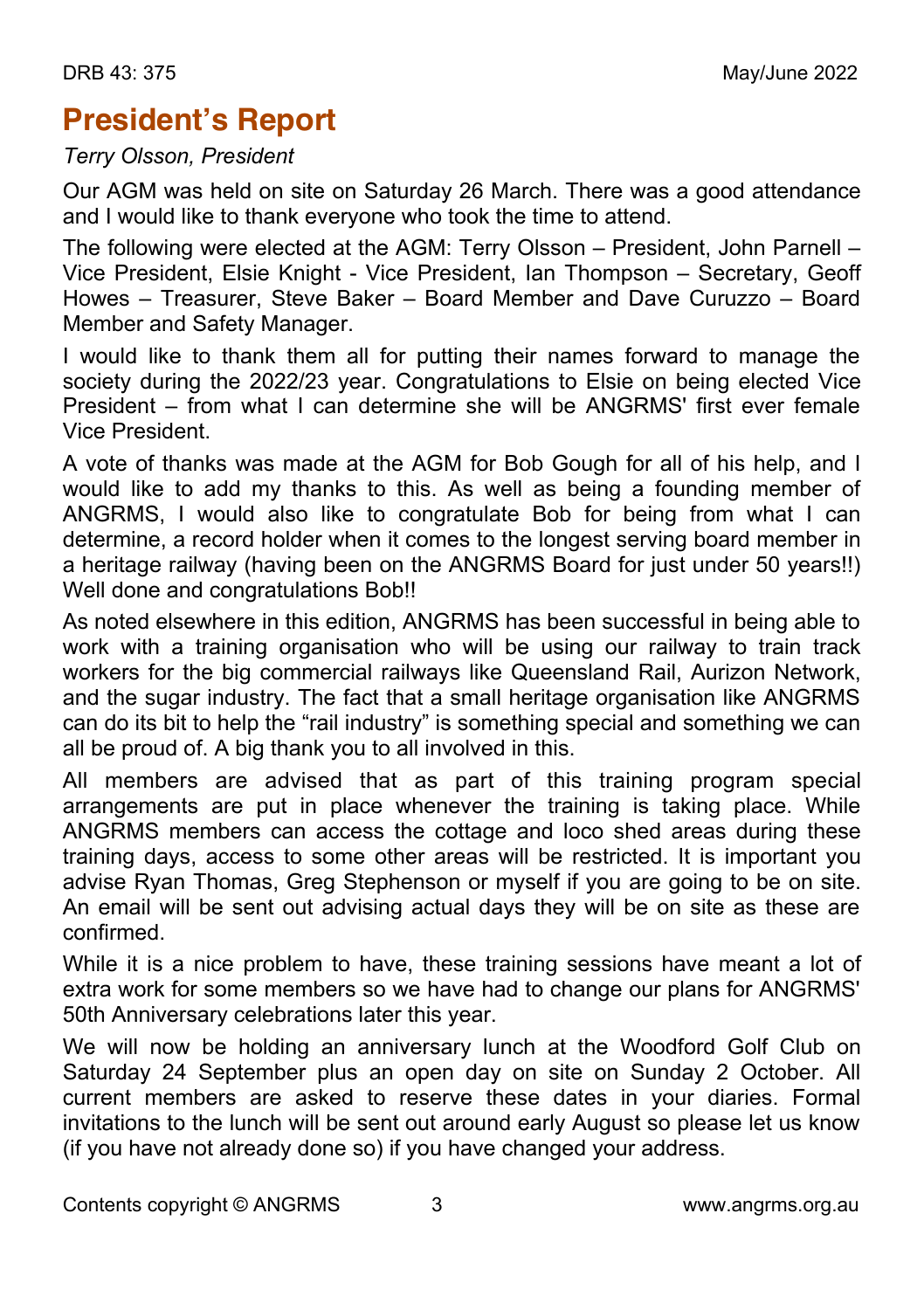## President's Report

*Terry Olsson, President*

Our AGM was held on site on Saturday 26 March. There was a good attendance and I would like to thank everyone who took the time to attend.

The following were elected at the AGM: Terry Olsson – President, John Parnell – Vice President, Elsie Knight - Vice President, Ian Thompson – Secretary, Geoff Howes – Treasurer, Steve Baker – Board Member and Dave Curuzzo – Board Member and Safety Manager.

I would like to thank them all for putting their names forward to manage the society during the 2022/23 year. Congratulations to Elsie on being elected Vice President – from what I can determine she will be ANGRMS' first ever female Vice President.

A vote of thanks was made at the AGM for Bob Gough for all of his help, and I would like to add my thanks to this. As well as being a founding member of ANGRMS, I would also like to congratulate Bob for being from what I can determine, a record holder when it comes to the longest serving board member in a heritage railway (having been on the ANGRMS Board for just under 50 years!!) Well done and congratulations Bob!!

As noted elsewhere in this edition, ANGRMS has been successful in being able to work with a training organisation who will be using our railway to train track workers for the big commercial railways like Queensland Rail, Aurizon Network, and the sugar industry. The fact that a small heritage organisation like ANGRMS can do its bit to help the "rail industry" is something special and something we can all be proud of. A big thank you to all involved in this.

All members are advised that as part of this training program special arrangements are put in place whenever the training is taking place. While ANGRMS members can access the cottage and loco shed areas during these training days, access to some other areas will be restricted. It is important you advise Ryan Thomas, Greg Stephenson or myself if you are going to be on site. An email will be sent out advising actual days they will be on site as these are confirmed.

While it is a nice problem to have, these training sessions have meant a lot of extra work for some members so we have had to change our plans for ANGRMS' 50th Anniversary celebrations later this year.

We will now be holding an anniversary lunch at the Woodford Golf Club on Saturday 24 September plus an open day on site on Sunday 2 October. All current members are asked to reserve these dates in your diaries. Formal invitations to the lunch will be sent out around early August so please let us know (if you have not already done so) if you have changed your address.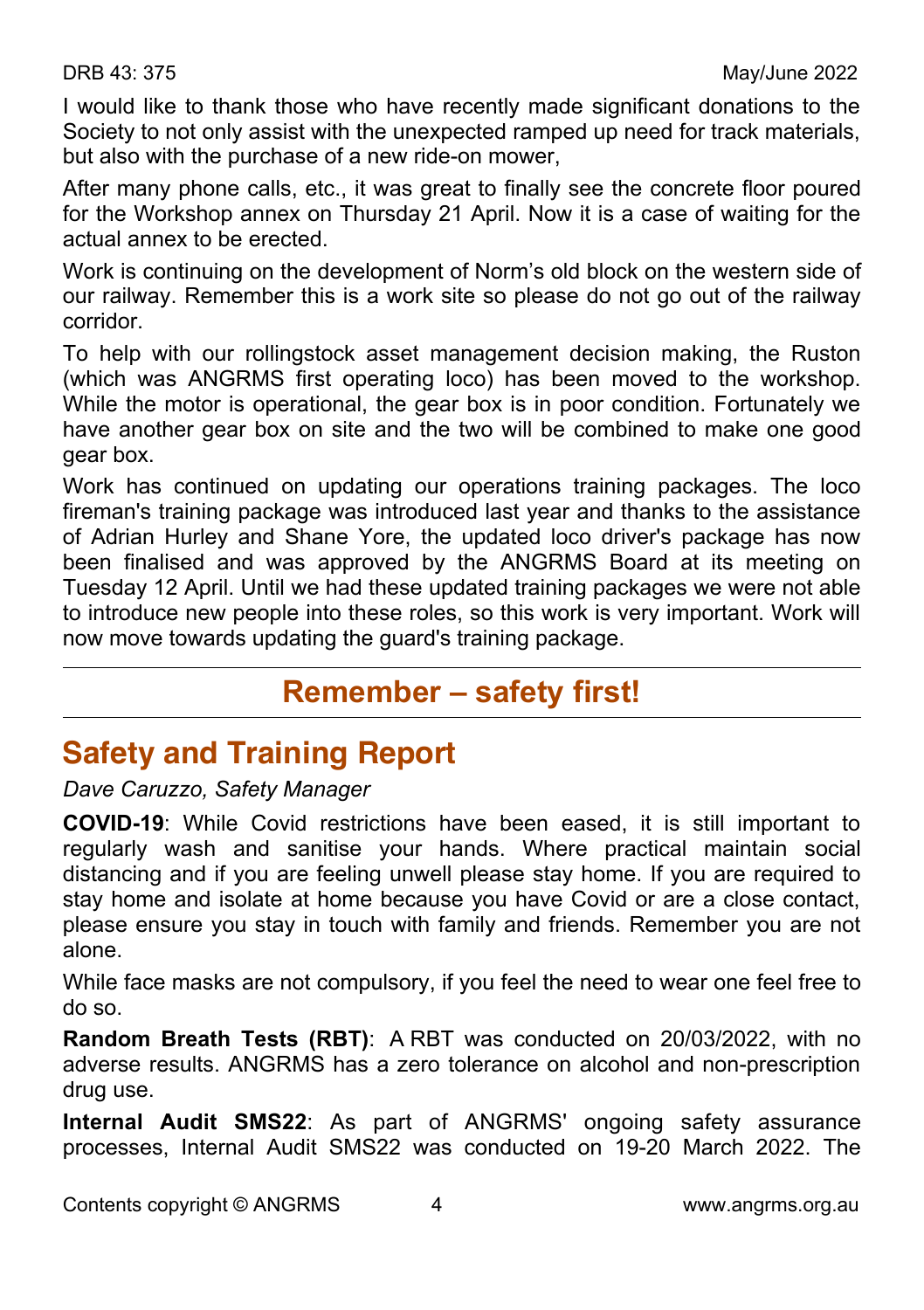I would like to thank those who have recently made significant donations to the Society to not only assist with the unexpected ramped up need for track materials, but also with the purchase of a new ride-on mower,

After many phone calls, etc., it was great to finally see the concrete floor poured for the Workshop annex on Thursday 21 April. Now it is a case of waiting for the actual annex to be erected.

Work is continuing on the development of Norm's old block on the western side of our railway. Remember this is a work site so please do not go out of the railway corridor.

To help with our rollingstock asset management decision making, the Ruston (which was ANGRMS first operating loco) has been moved to the workshop. While the motor is operational, the gear box is in poor condition. Fortunately we have another gear box on site and the two will be combined to make one good gear box.

Work has continued on updating our operations training packages. The loco fireman's training package was introduced last year and thanks to the assistance of Adrian Hurley and Shane Yore, the updated loco driver's package has now been finalised and was approved by the ANGRMS Board at its meeting on Tuesday 12 April. Until we had these updated training packages we were not able to introduce new people into these roles, so this work is very important. Work will now move towards updating the guard's training package.

---

**Remember – safety first!**

---

## Safety and Training Report

*Dave Caruzzo, Safety Manager*

**COVID-19**: While Covid restrictions have been eased, it is still important to regularly wash and sanitise your hands. Where practical maintain social distancing and if you are feeling unwell please stay home. If you are required to stay home and isolate at home because you have Covid or are a close contact, please ensure you stay in touch with family and friends. Remember you are not alone.

While face masks are not compulsory, if you feel the need to wear one feel free to do so.

**Random Breath Tests (RBT)**: A RBT was conducted on 20/03/2022, with no adverse results. ANGRMS has a zero tolerance on alcohol and non-prescription drug use.

**Internal Audit SMS22**: As part of ANGRMS' ongoing safety assurance processes, Internal Audit SMS22 was conducted on 19-20 March 2022. The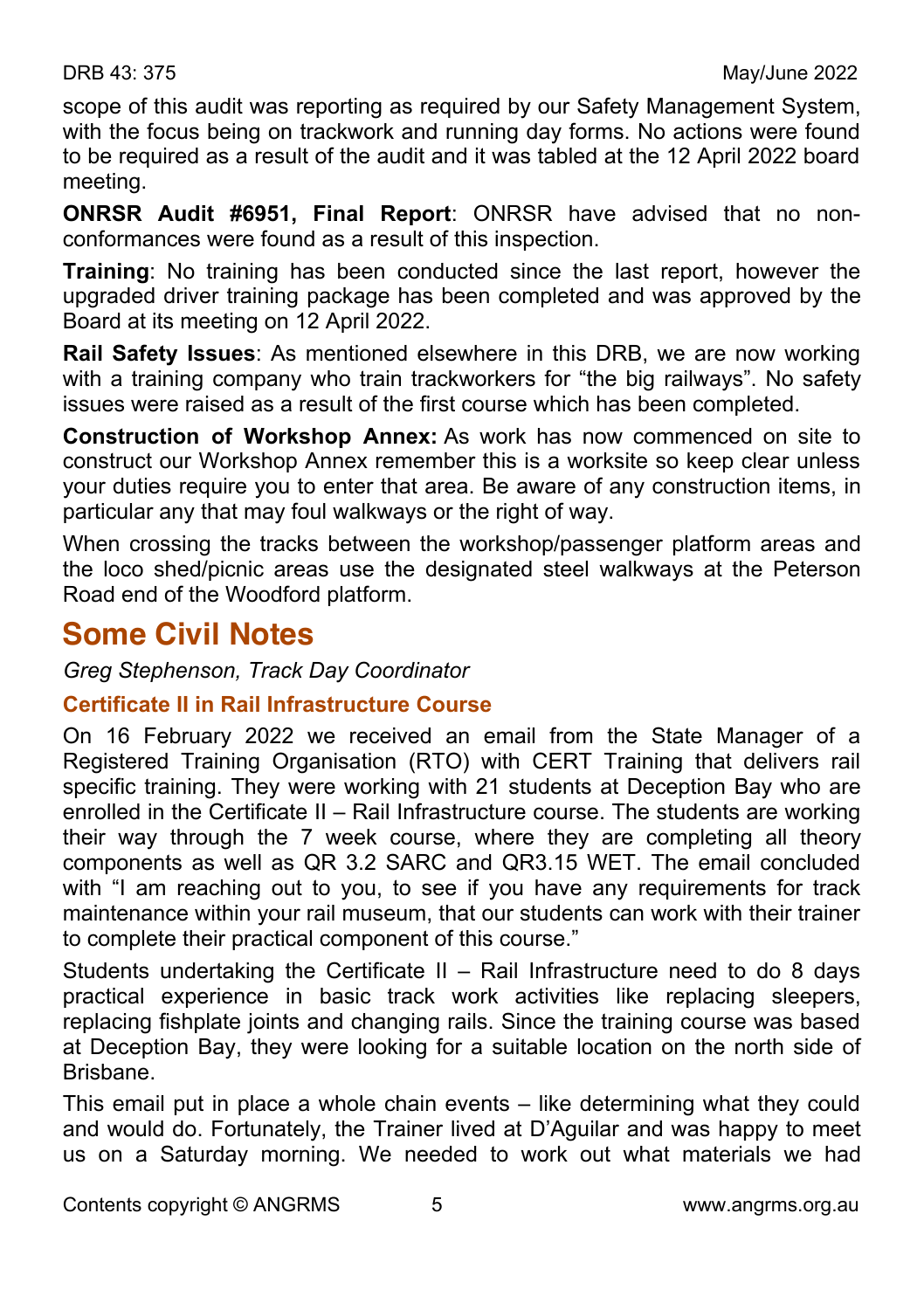scope of this audit was reporting as required by our Safety Management System, with the focus being on trackwork and running day forms. No actions were found to be required as a result of the audit and it was tabled at the 12 April 2022 board meeting.

**ONRSR Audit #6951, Final Report**: ONRSR have advised that no non-conformances were found as a result of this inspection.

**Training**: No training has been conducted since the last report, however the upgraded driver training package has been completed and was approved by the Board at its meeting on 12 April 2022.

**Rail Safety Issues**: As mentioned elsewhere in this DRB, we are now working with a training company who train trackworkers for "the big railways". No safety issues were raised as a result of the first course which has been completed.

**Construction of Workshop Annex:** As work has now commenced on site to construct our Workshop Annex remember this is a worksite so keep clear unless your duties require you to enter that area. Be aware of any construction items, in particular any that may foul walkways or the right of way.

When crossing the tracks between the workshop/passenger platform areas and the loco shed/picnic areas use the designated steel walkways at the Peterson Road end of the Woodford platform.

## Some Civil Notes

*Greg Stephenson, Track Day Coordinator*

### Certificate II in Rail Infrastructure Course

On 16 February 2022 we received an email from the State Manager of a Registered Training Organisation (RTO) with CERT Training that delivers rail specific training. They were working with 21 students at Deception Bay who are enrolled in the Certificate II – Rail Infrastructure course. The students are working their way through the 7 week course, where they are completing all theory components as well as QR 3.2 SARC and QR3.15 WET. The email concluded with "I am reaching out to you, to see if you have any requirements for track maintenance within your rail museum, that our students can work with their trainer to complete their practical component of this course."

Students undertaking the Certificate II – Rail Infrastructure need to do 8 days practical experience in basic track work activities like replacing sleepers, replacing fishplate joints and changing rails. Since the training course was based at Deception Bay, they were looking for a suitable location on the north side of Brisbane.

This email put in place a whole chain events – like determining what they could and would do. Fortunately, the Trainer lived at D'Aguilar and was happy to meet us on a Saturday morning. We needed to work out what materials we had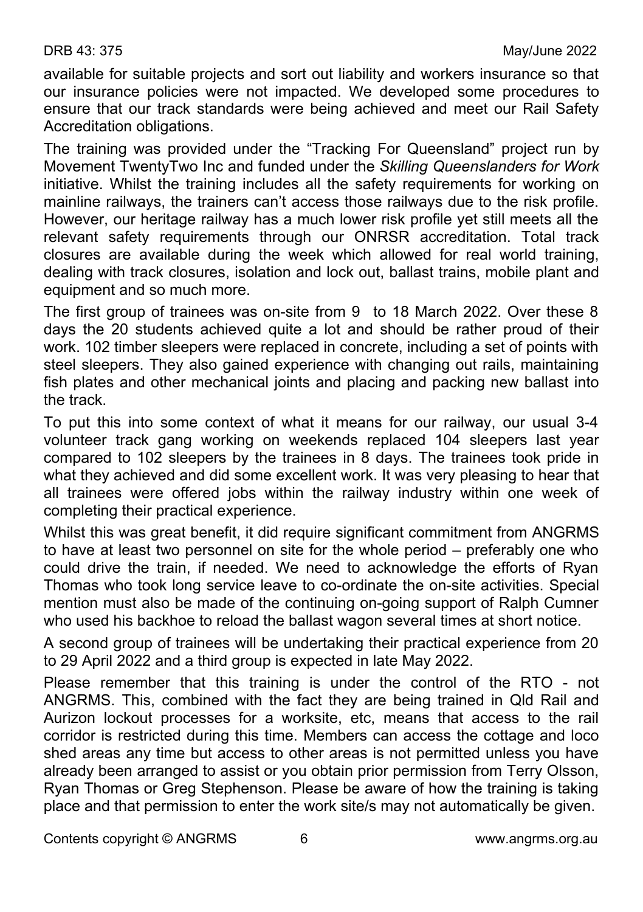available for suitable projects and sort out liability and workers insurance so that our insurance policies were not impacted. We developed some procedures to ensure that our track standards were being achieved and meet our Rail Safety Accreditation obligations.

The training was provided under the "Tracking For Queensland" project run by Movement TwentyTwo Inc and funded under the *Skilling Queenslanders for Work* initiative. Whilst the training includes all the safety requirements for working on mainline railways, the trainers can't access those railways due to the risk profile. However, our heritage railway has a much lower risk profile yet still meets all the relevant safety requirements through our ONRSR accreditation. Total track closures are available during the week which allowed for real world training, dealing with track closures, isolation and lock out, ballast trains, mobile plant and equipment and so much more.

The first group of trainees was on-site from 9 to 18 March 2022. Over these 8 days the 20 students achieved quite a lot and should be rather proud of their work. 102 timber sleepers were replaced in concrete, including a set of points with steel sleepers. They also gained experience with changing out rails, maintaining fish plates and other mechanical joints and placing and packing new ballast into the track.

To put this into some context of what it means for our railway, our usual 3-4 volunteer track gang working on weekends replaced 104 sleepers last year compared to 102 sleepers by the trainees in 8 days. The trainees took pride in what they achieved and did some excellent work. It was very pleasing to hear that all trainees were offered jobs within the railway industry within one week of completing their practical experience.

Whilst this was great benefit, it did require significant commitment from ANGRMS to have at least two personnel on site for the whole period – preferably one who could drive the train, if needed. We need to acknowledge the efforts of Ryan Thomas who took long service leave to co-ordinate the on-site activities. Special mention must also be made of the continuing on-going support of Ralph Cumner who used his backhoe to reload the ballast wagon several times at short notice.

A second group of trainees will be undertaking their practical experience from 20 to 29 April 2022 and a third group is expected in late May 2022.

Please remember that this training is under the control of the RTO - not ANGRMS. This, combined with the fact they are being trained in Qld Rail and Aurizon lockout processes for a worksite, etc, means that access to the rail corridor is restricted during this time. Members can access the cottage and loco shed areas any time but access to other areas is not permitted unless you have already been arranged to assist or you obtain prior permission from Terry Olsson, Ryan Thomas or Greg Stephenson. Please be aware of how the training is taking place and that permission to enter the work site/s may not automatically be given.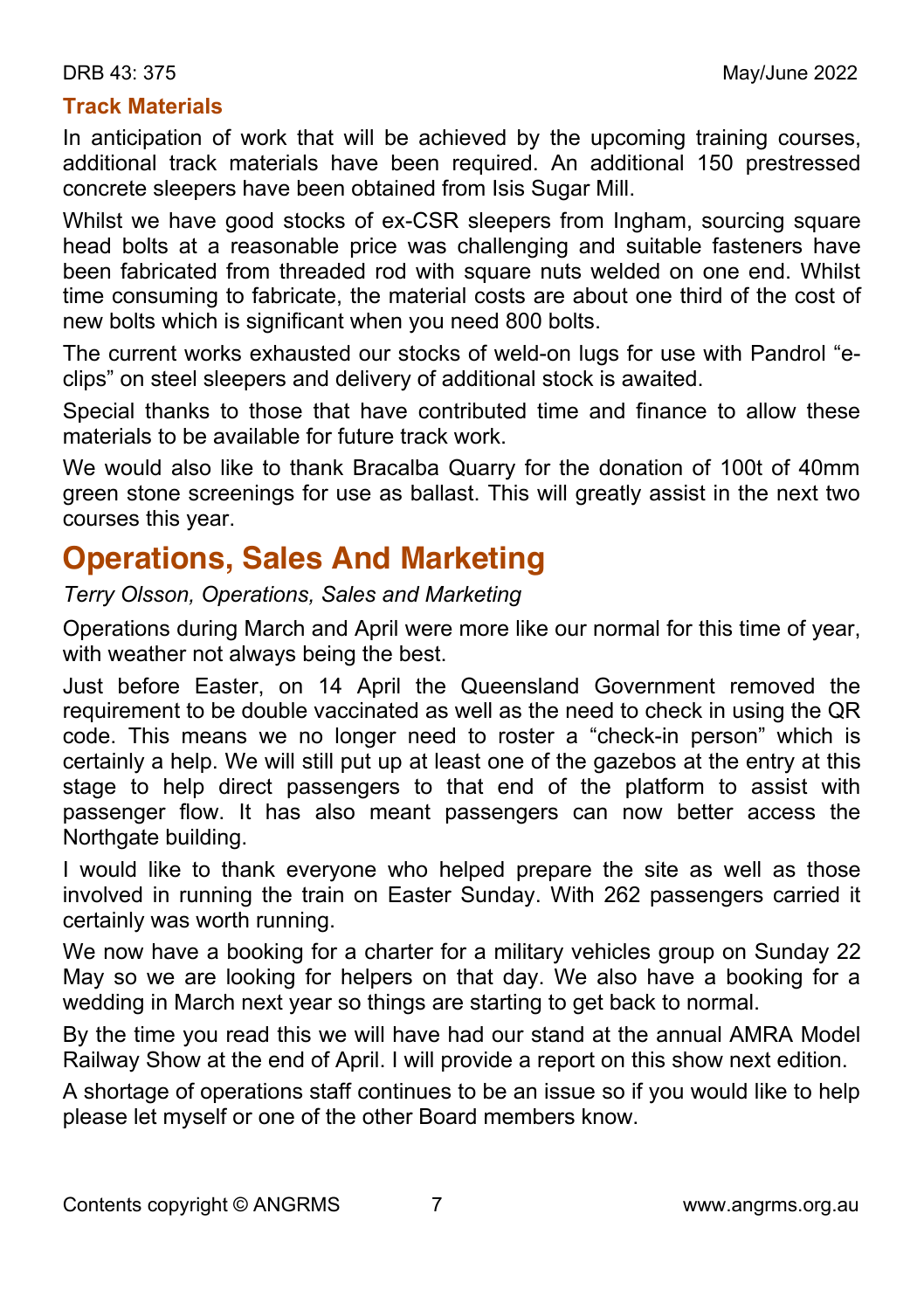### Track Materials

In anticipation of work that will be achieved by the upcoming training courses, additional track materials have been required. An additional 150 prestressed concrete sleepers have been obtained from Isis Sugar Mill.

Whilst we have good stocks of ex-CSR sleepers from Ingham, sourcing square head bolts at a reasonable price was challenging and suitable fasteners have been fabricated from threaded rod with square nuts welded on one end. Whilst time consuming to fabricate, the material costs are about one third of the cost of new bolts which is significant when you need 800 bolts.

The current works exhausted our stocks of weld-on lugs for use with Pandrol "e-clips" on steel sleepers and delivery of additional stock is awaited.

Special thanks to those that have contributed time and finance to allow these materials to be available for future track work.

We would also like to thank Bracalba Quarry for the donation of 100t of 40mm green stone screenings for use as ballast. This will greatly assist in the next two courses this year.

## Operations, Sales And Marketing

*Terry Olsson, Operations, Sales and Marketing*

Operations during March and April were more like our normal for this time of year, with weather not always being the best.

Just before Easter, on 14 April the Queensland Government removed the requirement to be double vaccinated as well as the need to check in using the QR code. This means we no longer need to roster a "check-in person" which is certainly a help. We will still put up at least one of the gazebos at the entry at this stage to help direct passengers to that end of the platform to assist with passenger flow. It has also meant passengers can now better access the Northgate building.

I would like to thank everyone who helped prepare the site as well as those involved in running the train on Easter Sunday. With 262 passengers carried it certainly was worth running.

We now have a booking for a charter for a military vehicles group on Sunday 22 May so we are looking for helpers on that day. We also have a booking for a wedding in March next year so things are starting to get back to normal.

By the time you read this we will have had our stand at the annual AMRA Model Railway Show at the end of April. I will provide a report on this show next edition.

A shortage of operations staff continues to be an issue so if you would like to help please let myself or one of the other Board members know.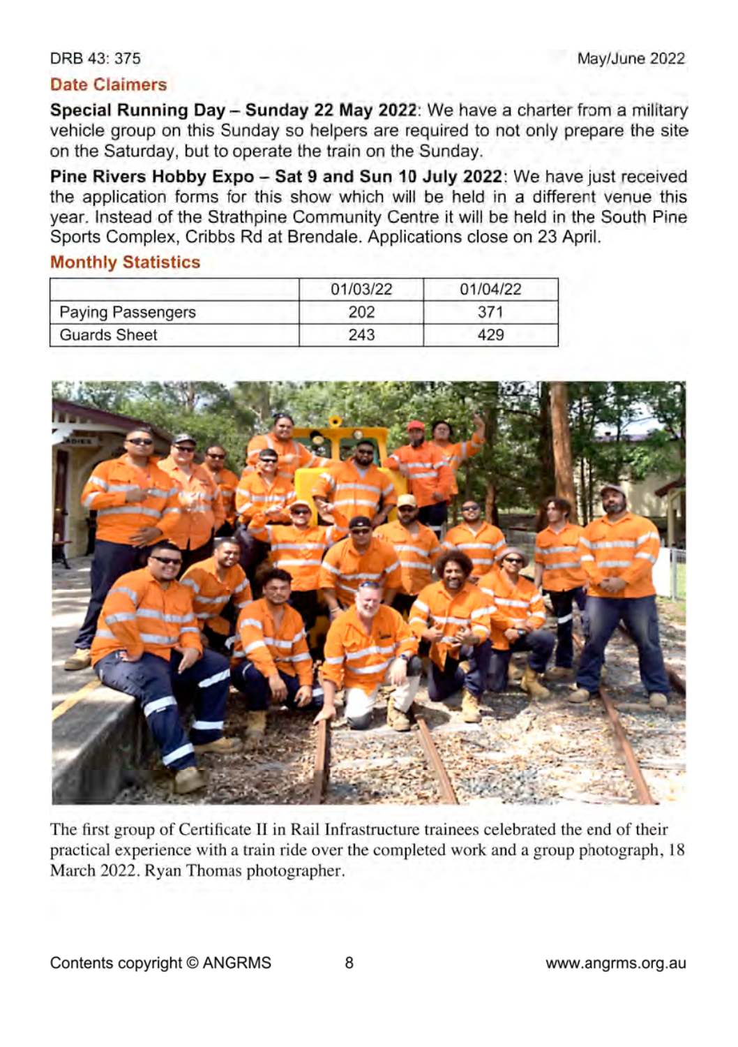## Date Claimers

**Special Running Day – Sunday 22 May 2022**: We have a charter from a military vehicle group on this Sunday so helpers are required to not only prepare the site on the Saturday, but to operate the train on the Sunday.

**Pine Rivers Hobby Expo – Sat 9 and Sun 10 July 2022**: We have just received the application forms for this show which will be held in a different venue this year. Instead of the Strathpine Community Centre it will be held in the South Pine Sports Complex, Cribbs Rd at Brendale. Applications close on 23 April.

## Monthly Statistics

| | 01/03/22 | 01/04/22 |
|---|---|---|
| Paying Passengers | 202 | 371 |
| Guards Sheet | 243 | 429 |

The first group of Certificate II in Rail Infrastructure trainees celebrated the end of their practical experience with a train ride over the completed work and a group photograph, 18 March 2022. Ryan Thomas photographer.